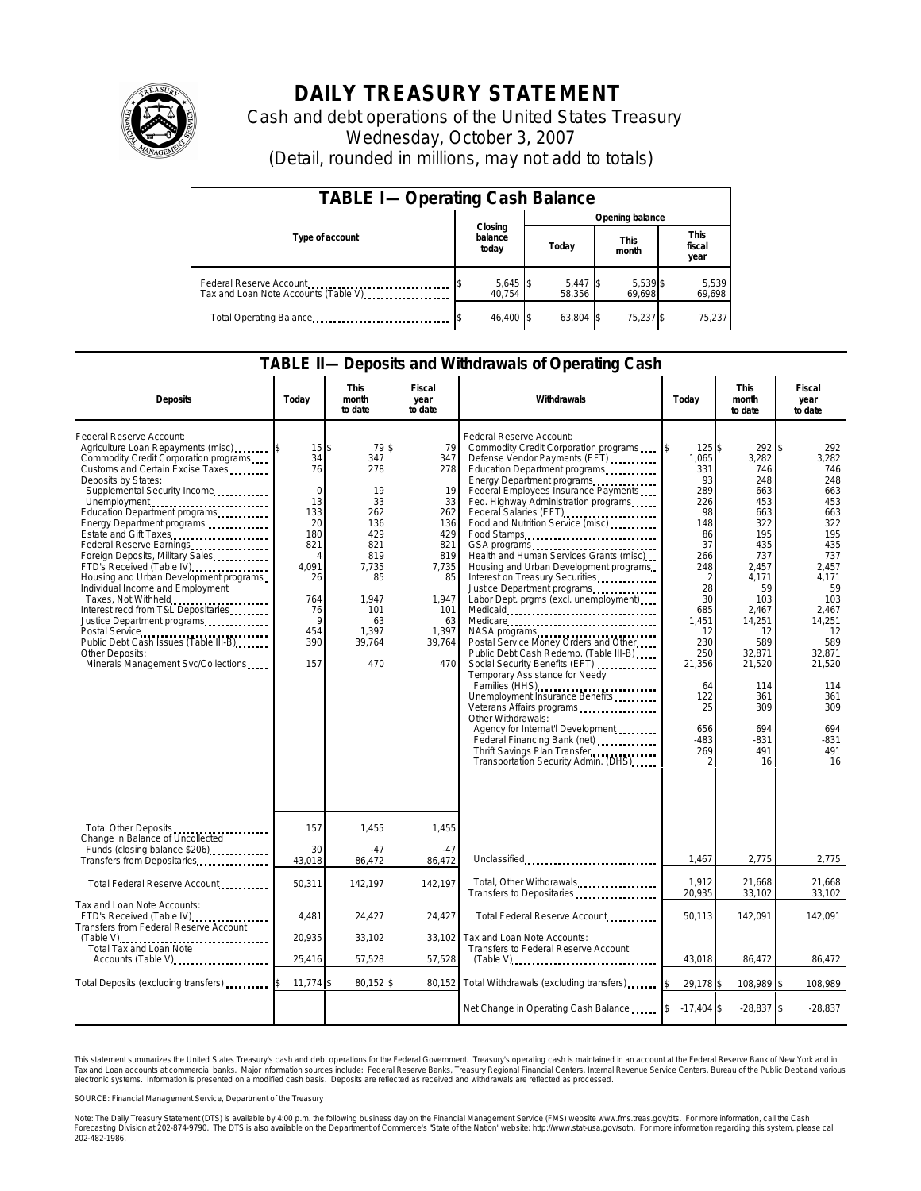# DAILY TREASURY STATEMENT

Cash and debt operations of the United States Treasury
Wednesday, October 3, 2007
(Detail, rounded in millions, may not add to totals)

## TABLE I—Operating Cash Balance

| Type of account | Closing balance today | Opening balance Today | Opening balance This month | Opening balance This fiscal year |
|---|---|---|---|---|
| Federal Reserve Account | $ 5,645 | $ 5,447 | $ 5,539 | $ 5,539 |
| Tax and Loan Note Accounts (Table V) | 40,754 | 58,356 | 69,698 | 69,698 |
| Total Operating Balance | $ 46,400 | $ 63,804 | $ 75,237 | $ 75,237 |

## TABLE II—Deposits and Withdrawals of Operating Cash

| Deposits | Today | This month to date | Fiscal year to date | Withdrawals | Today | This month to date | Fiscal year to date |
|---|---|---|---|---|---|---|---|
| Federal Reserve Account: | | | | Federal Reserve Account: | | | |
| Agriculture Loan Repayments (misc) | $ 15 | $ 79 | $ 79 | Commodity Credit Corporation programs | $ 125 | $ 292 | $ 292 |
| Commodity Credit Corporation programs | 34 | 347 | 347 | Defense Vendor Payments (EFT) | 1,065 | 3,282 | 3,282 |
| Customs and Certain Excise Taxes | 76 | 278 | 278 | Education Department programs | 331 | 746 | 746 |
| Deposits by States: | | | | Energy Department programs | 93 | 248 | 248 |
| Supplemental Security Income | 0 | 19 | 19 | Federal Employees Insurance Payments | 289 | 663 | 663 |
| Unemployment | 13 | 33 | 33 | Fed. Highway Administration programs | 226 | 453 | 453 |
| Education Department programs | 133 | 262 | 262 | Federal Salaries (EFT) | 98 | 663 | 663 |
| Energy Department programs | 20 | 136 | 136 | Food and Nutrition Service (misc) | 148 | 322 | 322 |
| Estate and Gift Taxes | 180 | 429 | 429 | Food Stamps | 86 | 195 | 195 |
| Federal Reserve Earnings | 821 | 821 | 821 | GSA programs | 37 | 435 | 435 |
| Foreign Deposits, Military Sales | 4 | 819 | 819 | Health and Human Services Grants (misc) | 266 | 737 | 737 |
| FTD's Received (Table IV) | 4,091 | 7,735 | 7,735 | Housing and Urban Development programs | 248 | 2,457 | 2,457 |
| Housing and Urban Development programs | 26 | 85 | 85 | Interest on Treasury Securities | 2 | 4,171 | 4,171 |
| Individual Income and Employment | | | | Justice Department programs | 28 | 59 | 59 |
| Taxes, Not Withheld | 764 | 1,947 | 1,947 | Labor Dept. prgms (excl. unemployment) | 30 | 103 | 103 |
| Interest recd from T&L Depositaries | 76 | 101 | 101 | Medicaid | 685 | 2,467 | 2,467 |
| Justice Department programs | 9 | 63 | 63 | Medicare | 1,451 | 14,251 | 14,251 |
| Postal Service | 454 | 1,397 | 1,397 | NASA programs | 12 | 12 | 12 |
| Public Debt Cash Issues (Table III-B) | 390 | 39,764 | 39,764 | Postal Service Money Orders and Other | 230 | 589 | 589 |
| Other Deposits: | | | | Public Debt Cash Redemp. (Table III-B) | 250 | 32,871 | 32,871 |
| Minerals Management Svc/Collections | 157 | 470 | 470 | Social Security Benefits (EFT) | 21,356 | 21,520 | 21,520 |
| | | | | Temporary Assistance for Needy Families (HHS) | 64 | 114 | 114 |
| | | | | Unemployment Insurance Benefits | 122 | 361 | 361 |
| | | | | Veterans Affairs programs | 25 | 309 | 309 |
| | | | | Other Withdrawals: | | | |
| | | | | Agency for Internat'l Development | 656 | 694 | 694 |
| | | | | Federal Financing Bank (net) | -483 | -831 | -831 |
| | | | | Thrift Savings Plan Transfer | 269 | 491 | 491 |
| | | | | Transportation Security Admin. (DHS) | 2 | 16 | 16 |
| Total Other Deposits | 157 | 1,455 | 1,455 | | | | |
| Change in Balance of Uncollected Funds (closing balance $206) | 30 | -47 | -47 | | | | |
| Transfers from Depositaries | 43,018 | 86,472 | 86,472 | Unclassified | 1,467 | 2,775 | 2,775 |
| Total Federal Reserve Account | 50,311 | 142,197 | 142,197 | Total, Other Withdrawals | 1,912 | 21,668 | 21,668 |
| | | | | Transfers to Depositaries | 20,935 | 33,102 | 33,102 |
| Tax and Loan Note Accounts: | | | | | | | |
| FTD's Received (Table IV) | 4,481 | 24,427 | 24,427 | Total Federal Reserve Account | 50,113 | 142,091 | 142,091 |
| Transfers from Federal Reserve Account (Table V) | 20,935 | 33,102 | 33,102 | Tax and Loan Note Accounts: | | | |
| Total Tax and Loan Note Accounts (Table V) | 25,416 | 57,528 | 57,528 | Transfers to Federal Reserve Account (Table V) | 43,018 | 86,472 | 86,472 |
| Total Deposits (excluding transfers) | $ 11,774 | $ 80,152 | $ 80,152 | Total Withdrawals (excluding transfers) | $ 29,178 | $ 108,989 | $ 108,989 |
| | | | | Net Change in Operating Cash Balance | $ -17,404 | $ -28,837 | $ -28,837 |

This statement summarizes the United States Treasury's cash and debt operations for the Federal Government. Treasury's operating cash is maintained in an account at the Federal Reserve Bank of New York and in Tax and Loan accounts at commercial banks. Major information sources include: Federal Reserve Banks, Treasury Regional Financial Centers, Internal Revenue Service Centers, Bureau of the Public Debt and various electronic systems. Information is presented on a modified cash basis. Deposits are reflected as received and withdrawals are reflected as processed.

SOURCE: Financial Management Service, Department of the Treasury

Note: The Daily Treasury Statement (DTS) is available by 4:00 p.m. the following business day on the Financial Management Service (FMS) website www.fms.treas.gov/dts. For more information, call the Cash Forecasting Division at 202-874-9790. The DTS is also available on the Department of Commerce's "State of the Nation" website: http://www.stat-usa.gov/sotn. For more information regarding this system, please call 202-482-1986.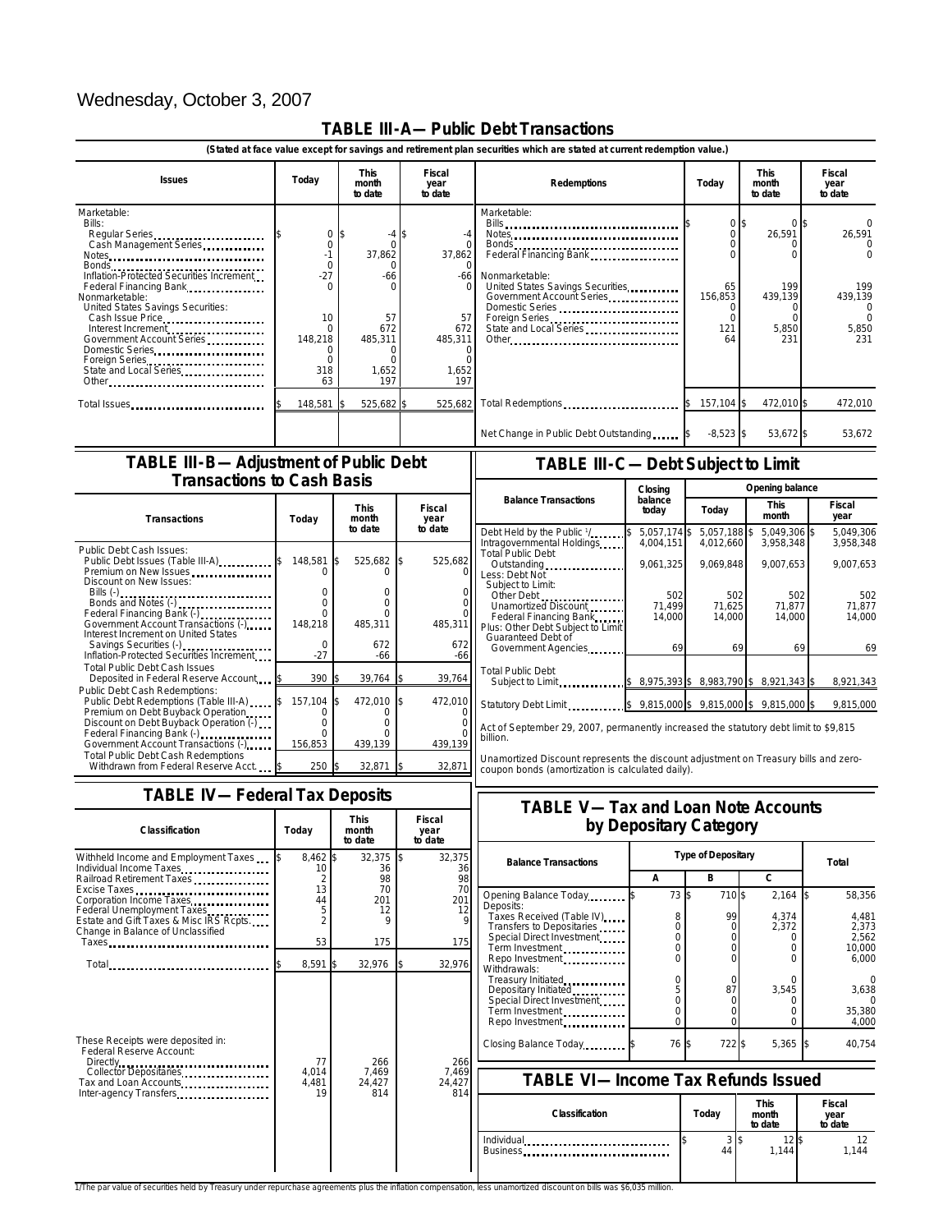Wednesday, October 3, 2007

## TABLE III-A— Public Debt Transactions

(Stated at face value except for savings and retirement plan securities which are stated at current redemption value.)

| Issues | Today | This month to date | Fiscal year to date |
|---|---|---|---|
| Marketable: | | | |
| Bills: | | | |
| Regular Series | $ 0 | $ -4 | $ -4 |
| Cash Management Series | 0 | 0 | 0 |
| Notes | -1 | 37,862 | 37,862 |
| Bonds | 0 | 0 | 0 |
| Inflation-Protected Securities Increment | -27 | -66 | -66 |
| Federal Financing Bank | 0 | 0 | 0 |
| Nonmarketable: | | | |
| United States Savings Securities: | | | |
| Cash Issue Price | 10 | 57 | 57 |
| Interest Increment | 0 | 672 | 672 |
| Government Account Series | 148,218 | 485,311 | 485,311 |
| Domestic Series | 0 | 0 | 0 |
| Foreign Series | 0 | 0 | 0 |
| State and Local Series | 318 | 1,652 | 1,652 |
| Other | 63 | 197 | 197 |
| Total Issues | $ 148,581 | $ 525,682 | $ 525,682 |

| Redemptions | Today | This month to date | Fiscal year to date |
|---|---|---|---|
| Marketable: | | | |
| Bills | $ 0 | $ 0 | $ 0 |
| Notes | 0 | 26,591 | 26,591 |
| Bonds | 0 | 0 | 0 |
| Federal Financing Bank | 0 | 0 | 0 |
| Nonmarketable: | | | |
| United States Savings Securities | 65 | 199 | 199 |
| Government Account Series | 156,853 | 439,139 | 439,139 |
| Domestic Series | 0 | 0 | 0 |
| Foreign Series | 0 | 0 | 0 |
| State and Local Series | 121 | 5,850 | 5,850 |
| Other | 64 | 231 | 231 |
| Total Redemptions | $ 157,104 | $ 472,010 | $ 472,010 |
| Net Change in Public Debt Outstanding | $ -8,523 | $ 53,672 | $ 53,672 |

## TABLE III-B— Adjustment of Public Debt Transactions to Cash Basis

| Transactions | Today | This month to date | Fiscal year to date |
|---|---|---|---|
| Public Debt Cash Issues: | | | |
| Public Debt Issues (Table III-A) | $ 148,581 | $ 525,682 | $ 525,682 |
| Premium on New Issues | 0 | 0 | 0 |
| Discount on New Issues: | | | |
| Bills (-) | 0 | 0 | 0 |
| Bonds and Notes (-) | 0 | 0 | 0 |
| Federal Financing Bank (-) | 0 | 0 | 0 |
| Government Account Transactions (-) | 148,218 | 485,311 | 485,311 |
| Interest Increment on United States Savings Securities (-) | 0 | 672 | 672 |
| Inflation-Protected Securities Increment | -27 | -66 | -66 |
| Total Public Debt Cash Issues Deposited in Federal Reserve Account | $ 390 | $ 39,764 | $ 39,764 |
| Public Debt Cash Redemptions: | | | |
| Public Debt Redemptions (Table III-A) | $ 157,104 | $ 472,010 | $ 472,010 |
| Premium on Debt Buyback Operation | 0 | 0 | 0 |
| Discount on Debt Buyback Operation (-) | 0 | 0 | 0 |
| Federal Financing Bank (-) | 0 | 0 | 0 |
| Government Account Transactions (-) | 156,853 | 439,139 | 439,139 |
| Total Public Debt Cash Redemptions Withdrawn from Federal Reserve Acct. | $ 250 | $ 32,871 | $ 32,871 |

## TABLE III-C— Debt Subject to Limit

| Balance Transactions | Closing balance today | Opening balance Today | Opening balance This month | Opening balance Fiscal year |
|---|---|---|---|---|
| Debt Held by the Public [1] | $ 5,057,174 | $ 5,057,188 | $ 5,049,306 | $ 5,049,306 |
| Intragovernmental Holdings | 4,004,151 | 4,012,660 | 3,958,348 | 3,958,348 |
| Total Public Debt Outstanding | 9,061,325 | 9,069,848 | 9,007,653 | 9,007,653 |
| Less: Debt Not Subject to Limit: | | | | |
| Other Debt | 502 | 502 | 502 | 502 |
| Unamortized Discount | 71,499 | 71,625 | 71,877 | 71,877 |
| Federal Financing Bank | 14,000 | 14,000 | 14,000 | 14,000 |
| Plus: Other Debt Subject to Limit Guaranteed Debt of Government Agencies | 69 | 69 | 69 | 69 |
| Total Public Debt Subject to Limit | $ 8,975,393 | $ 8,983,790 | $ 8,921,343 | $ 8,921,343 |
| Statutory Debt Limit | $ 9,815,000 | $ 9,815,000 | $ 9,815,000 | $ 9,815,000 |

Act of September 29, 2007, permanently increased the statutory debt limit to $9,815 billion.

Unamortized Discount represents the discount adjustment on Treasury bills and zero-coupon bonds (amortization is calculated daily).

## TABLE IV— Federal Tax Deposits

| Classification | Today | This month to date | Fiscal year to date |
|---|---|---|---|
| Withheld Income and Employment Taxes | $ 8,462 | $ 32,375 | $ 32,375 |
| Individual Income Taxes | 10 | 36 | 36 |
| Railroad Retirement Taxes | 2 | 98 | 98 |
| Excise Taxes | 13 | 70 | 70 |
| Corporation Income Taxes | 44 | 201 | 201 |
| Federal Unemployment Taxes | 5 | 12 | 12 |
| Estate and Gift Taxes & Misc IRS Rcpts. | 2 | 9 | 9 |
| Change in Balance of Unclassified Taxes | 53 | 175 | 175 |
| Total | $ 8,591 | $ 32,976 | $ 32,976 |
| These Receipts were deposited in: | | | |
| Federal Reserve Account: | | | |
| Directly | 77 | 266 | 266 |
| Collector Depositaries | 4,014 | 7,469 | 7,469 |
| Tax and Loan Accounts | 4,481 | 24,427 | 24,427 |
| Inter-agency Transfers | 19 | 814 | 814 |

## TABLE V— Tax and Loan Note Accounts by Depositary Category

| Balance Transactions | Type of Depositary A | B | C | Total |
|---|---|---|---|---|
| Opening Balance Today | $ 73 | $ 710 | $ 2,164 | $ 58,356 |
| Deposits: | | | | |
| Taxes Received (Table IV) | 8 | 99 | 4,374 | 4,481 |
| Transfers to Depositaries | 0 | 0 | 2,372 | 2,373 |
| Special Direct Investment | 0 | 0 | 0 | 2,562 |
| Term Investment | 0 | 0 | 0 | 10,000 |
| Repo Investment | 0 | 0 | 0 | 6,000 |
| Withdrawals: | | | | |
| Treasury Initiated | 0 | 0 | 0 | 0 |
| Depositary Initiated | 5 | 87 | 3,545 | 3,638 |
| Special Direct Investment | 0 | 0 | 0 | 0 |
| Term Investment | 0 | 0 | 0 | 35,380 |
| Repo Investment | 0 | 0 | 0 | 4,000 |
| Closing Balance Today | $ 76 | $ 722 | $ 5,365 | $ 40,754 |

## TABLE VI— Income Tax Refunds Issued

| Classification | Today | This month to date | Fiscal year to date |
|---|---|---|---|
| Individual | $ 3 | $ 12 | $ 12 |
| Business | 44 | 1,144 | 1,144 |

1/The par value of securities held by Treasury under repurchase agreements plus the inflation compensation, less unamortized discount on bills was $6,035 million.